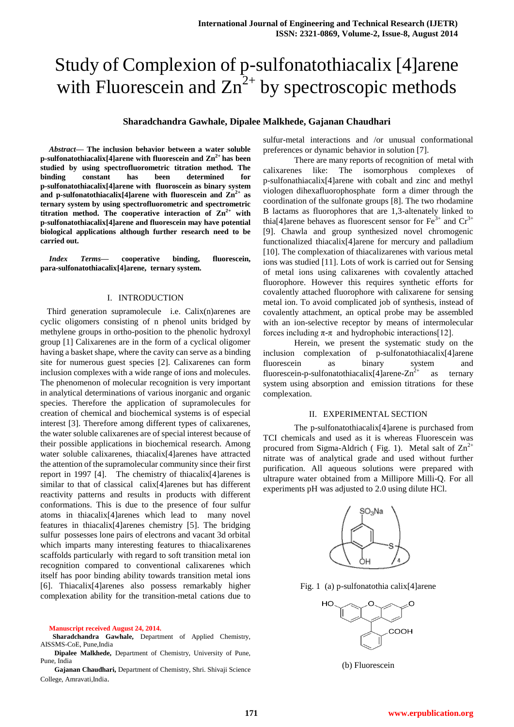# Study of Complexion of p-sulfonatothiacalix [4]arene with Fluorescein and $Zn^{2+}$ by spectroscopic methods

**Sharadchandra Gawhale, Dipalee Malkhede, Gajanan Chaudhari**

***Abstract*— The inclusion behavior between a water soluble p-sulfonatothiacalix[4]arene with fluorescein and $Zn^{2+}$ has been studied by using spectrofluorometric titration method. The binding constant has been determined for p-sulfonatothiacalix[4]arene with fluoroscein as binary system and p-sulfonatothiacalix[4]arene with fluorescein and $Zn^{2+}$ as ternary system by using spectrofluorometric and spectrometric titration method. The cooperative interaction of $Zn^{2+}$ with p-sulfonatothiacalix[4]arene and fluorescein may have potential biological applications although further research need to be carried out.**

***Index Terms*— cooperative binding, fluorescein, para-sulfonatothiacalix[4]arene, ternary system.**

## I. INTRODUCTION

Third generation supramolecule i.e. Calix(n)arenes are cyclic oligomers consisting of n phenol units bridged by methylene groups in ortho-position to the phenolic hydroxyl group [1] Calixarenes are in the form of a cyclical oligomer having a basket shape, where the cavity can serve as a binding site for numerous guest species [2]. Calixarenes can form inclusion complexes with a wide range of ions and molecules. The phenomenon of molecular recognition is very important in analytical determinations of various inorganic and organic species. Therefore the application of supramolecules for creation of chemical and biochemical systems is of especial interest [3]. Therefore among different types of calixarenes, the water soluble calixarenes are of special interest because of their possible applications in biochemical research. Among water soluble calixarenes, thiacalix[4]arenes have attracted the attention of the supramolecular community since their first report in 1997 [4]. The chemistry of thiacalix[4]arenes is similar to that of classical calix[4]arenes but has different reactivity patterns and results in products with different conformations. This is due to the presence of four sulfur atoms in thiacalix[4]arenes which lead to many novel features in thiacalix[4]arenes chemistry [5]. The bridging sulfur possesses lone pairs of electrons and vacant 3d orbital which imparts many interesting features to thiacalixarenes scaffolds particularly with regard to soft transition metal ion recognition compared to conventional calixarenes which itself has poor binding ability towards transition metal ions [6]. Thiacalix[4]arenes also possess remarkably higher complexation ability for the transition-metal cations due to sulfur-metal interactions and /or unusual conformational preferences or dynamic behavior in solution [7].

There are many reports of recognition of metal with calixarenes like: The isomorphous complexes of p-sulfonathiacalix[4]arene with cobalt and zinc and methyl viologen dihexafluorophosphate form a dimer through the coordination of the sulfonate groups [8]. The two rhodamine B lactams as fluorophores that are 1,3-altenately linked to thia[4]arene behaves as fluorescent sensor for $Fe^{3+}$ and $Cr^{3+}$ [9]. Chawla and group synthesized novel chromogenic functionalized thiacalix[4]arene for mercury and palladium [10]. The complexation of thiacalizarenes with various metal ions was studied [11]. Lots of work is carried out for Sensing of metal ions using calixarenes with covalently attached fluorophore. However this requires synthetic efforts for covalently attached fluorophore with calixarene for sensing metal ion. To avoid complicated job of synthesis, instead of covalently attachment, an optical probe may be assembled with an ion-selective receptor by means of intermolecular forces including $\pi$-$\pi$ and hydrophobic interactions[12].

Herein, we present the systematic study on the inclusion complexation of p-sulfonatothiacalix[4]arene fluorescein as binary system and fluorescein-p-sulfonatothiacalix[4]arene-$Zn^{2+}$ as ternary system using absorption and emission titrations for these complexation.

## II. EXPERIMENTAL SECTION

The p-sulfonatothiacalix[4]arene is purchased from TCI chemicals and used as it is whereas Fluorescein was procured from Sigma-Aldrich ( Fig. 1). Metal salt of $Zn^{2+}$ nitrate was of analytical grade and used without further purification. All aqueous solutions were prepared with ultrapure water obtained from a Millipore Milli-Q. For all experiments pH was adjusted to 2.0 using dilute HCl.

$SO_3Na$
S
OH
4

Fig. 1 (a) p-sulfonatothia calix[4]arene

HO
O
O
COOH

(b) Fluorescein

**Manuscript received August 24, 2014.**

**Sharadchandra Gawhale,** Department of Applied Chemistry, AISSMS-CoE, Pune,India

**Dipalee Malkhede,** Department of Chemistry, University of Pune, Pune, India

**Gajanan Chaudhari,** Department of Chemistry, Shri. Shivaji Science College, Amravati,India.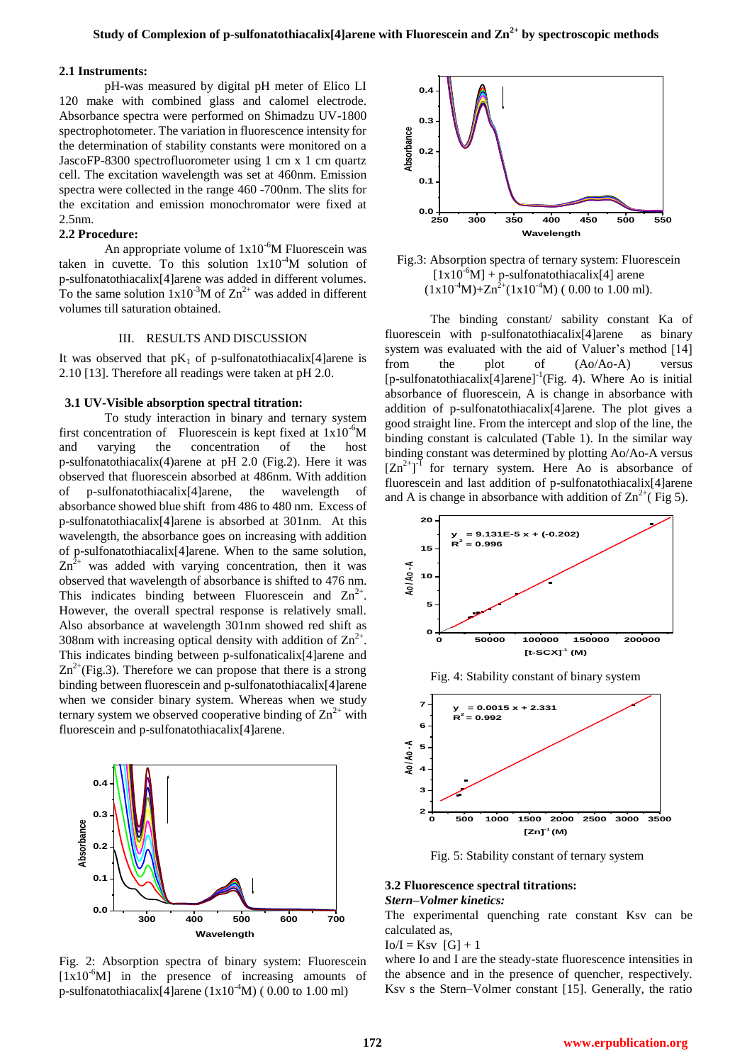### 2.1 Instruments:

pH-was measured by digital pH meter of Elico LI 120 make with combined glass and calomel electrode. Absorbance spectra were performed on Shimadzu UV-1800 spectrophotometer. The variation in fluorescence intensity for the determination of stability constants were monitored on a JascoFP-8300 spectrofluorometer using 1 cm x 1 cm quartz cell. The excitation wavelength was set at 460nm. Emission spectra were collected in the range 460 -700nm. The slits for the excitation and emission monochromator were fixed at 2.5nm.

### 2.2 Procedure:

An appropriate volume of $1x10^{-6}$M Fluorescein was taken in cuvette. To this solution $1x10^{-4}$M solution of p-sulfonatothiacalix[4]arene was added in different volumes. To the same solution $1x10^{-3}$M of $Zn^{2+}$ was added in different volumes till saturation obtained.

## III. RESULTS AND DISCUSSION

It was observed that $pK_1$ of p-sulfonatothiacalix[4]arene is 2.10 [13]. Therefore all readings were taken at pH 2.0.

### 3.1 UV-Visible absorption spectral titration:

To study interaction in binary and ternary system first concentration of Fluorescein is kept fixed at $1x10^{-6}$M and varying the concentration of the host p-sulfonatothiacalix(4)arene at pH 2.0 (Fig.2). Here it was observed that fluorescein absorbed at 486nm. With addition of p-sulfonatothiacalix[4]arene, the wavelength of absorbance showed blue shift from 486 to 480 nm. Excess of p-sulfonatothiacalix[4]arene is absorbed at 301nm. At this wavelength, the absorbance goes on increasing with addition of p-sulfonatothiacalix[4]arene. When to the same solution, $Zn^{2+}$ was added with varying concentration, then it was observed that wavelength of absorbance is shifted to 476 nm. This indicates binding between Fluorescein and $Zn^{2+}$. However, the overall spectral response is relatively small. Also absorbance at wavelength 301nm showed red shift as 308nm with increasing optical density with addition of $Zn^{2+}$. This indicates binding between p-sulfonatothiacalix[4]arene and $Zn^{2+}$(Fig.3). Therefore we can propose that there is a strong binding between fluorescein and p-sulfonatothiacalix[4]arene when we consider binary system. Whereas when we study ternary system we observed cooperative binding of $Zn^{2+}$ with fluorescein and p-sulfonatothiacalix[4]arene.

0.4
0.3
0.2
0.1
0.0
Absorbance
300
400
500
600
700
Wavelength

Fig. 2: Absorption spectra of binary system: Fluorescein $[1x10^{-6}M]$ in the presence of increasing amounts of p-sulfonatothiacalix[4]arene $(1x10^{-4}M)$ ( 0.00 to 1.00 ml)

0.4
0.3
0.2
0.1
0.0
Absorbance
250
300
350
400
450
500
550
Wavelength

Fig.3: Absorption spectra of ternary system: Fluorescein $[1x10^{-6}M]$ + p-sulfonatothiacalix[4] arene $(1x10^{-4}M)$+$Zn^{2+}(1x10^{-4}M)$ ( 0.00 to 1.00 ml).

The binding constant/ sability constant Ka of fluorescein with p-sulfonatothiacalix[4]arene as binary system was evaluated with the aid of Valuer's method [14] from the plot of (Ao/Ao-A) versus [p-sulfonatothiacalix[4]arene]$^{-1}$(Fig. 4). Where Ao is initial absorbance of fluorescein, A is change in absorbance with addition of p-sulfonatothiacalix[4]arene. The plot gives a good straight line. From the intercept and slop of the line, the binding constant is calculated (Table 1). In the similar way binding constant was determined by plotting Ao/Ao-A versus $[Zn^{2+}]^{-1}$ for ternary system. Here Ao is absorbance of fluorescein and last addition of p-sulfonatothiacalix[4]arene and A is change in absorbance with addition of $Zn^{2+}$( Fig 5).

y = 9.131E-5 x + (-0.202)
$R^2$ = 0.996
20
15
10
5
0
Ao / Ao - A
0
50000
100000
150000
200000
$[t\text{-}SCX]^{-1}$ (M)

Fig. 4: Stability constant of binary system

y = 0.0015 x + 2.331
$R^2$ = 0.992
7
6
5
4
3
2
Ao / Ao - A
0
500
1000
1500
2000
2500
3000
3500
$[Zn]^{-1}$ (M)

Fig. 5: Stability constant of ternary system

### 3.2 Fluorescence spectral titrations:

***Stern–Volmer kinetics:***

The experimental quenching rate constant Ksv can be calculated as,

$$Io/I = Ksv\ [G] + 1$$

where Io and I are the steady-state fluorescence intensities in the absence and in the presence of quencher, respectively. Ksv s the Stern–Volmer constant [15]. Generally, the ratio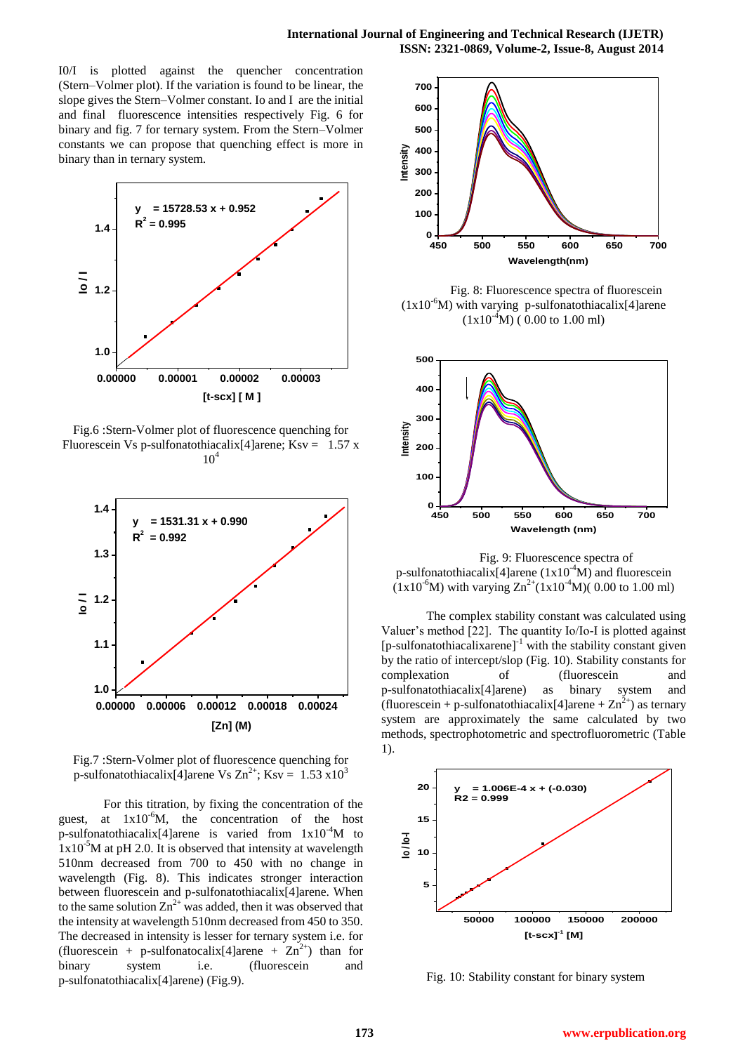I0/I is plotted against the quencher concentration (Stern–Volmer plot). If the variation is found to be linear, the slope gives the Stern–Volmer constant. Io and I are the initial and final fluorescence intensities respectively Fig. 6 for binary and fig. 7 for ternary system. From the Stern–Volmer constants we can propose that quenching effect is more in binary than in ternary system.

y = 15728.53 x + 0.952
$R^2$ = 0.995
Io / I
[t-scx] [ M ]

Fig.6 :Stern-Volmer plot of fluorescence quenching for Fluorescein Vs p-sulfonatothiacalix[4]arene; Ksv = $1.57 \times 10^4$

y = 1531.31 x + 0.990
$R^2$ = 0.992
Io / I
[Zn] (M)

Fig.7 :Stern-Volmer plot of fluorescence quenching for p-sulfonatothiacalix[4]arene Vs $Zn^{2+}$; Ksv = $1.53 \times 10^3$

For this titration, by fixing the concentration of the guest, at $1 \times 10^{-6}$M, the concentration of the host p-sulfonatothiacalix[4]arene is varied from $1 \times 10^{-4}$M to $1 \times 10^{-5}$M at pH 2.0. It is observed that intensity at wavelength 510nm decreased from 700 to 450 with no change in wavelength (Fig. 8). This indicates stronger interaction between fluorescein and p-sulfonatothiacalix[4]arene. When to the same solution $Zn^{2+}$ was added, then it was observed that the intensity at wavelength 510nm decreased from 450 to 350. The decreased in intensity is lesser for ternary system i.e. for (fluorescein + p-sulfonatocaliz[4]arene + $Zn^{2+}$) than for binary system i.e. (fluorescein and p-sulfonatothiacalix[4]arene) (Fig.9).

Intensity
Wavelength(nm)

Fig. 8: Fluorescence spectra of fluorescein ($1 \times 10^{-6}$M) with varying p-sulfonatothiacalix[4]arene ($1 \times 10^{-4}$M) ( 0.00 to 1.00 ml)

Intensity
Wavelength (nm)

Fig. 9: Fluorescence spectra of p-sulfonatothiacalix[4]arene ($1 \times 10^{-4}$M) and fluorescein ($1 \times 10^{-6}$M) with varying $Zn^{2+}$($1 \times 10^{-4}$M)( 0.00 to 1.00 ml)

The complex stability constant was calculated using Valuer's method [22]. The quantity Io/Io-I is plotted against $[\text{p-sulfonatothiacalixarene}]^{-1}$ with the stability constant given by the ratio of intercept/slop (Fig. 10). Stability constants for complexation of (fluorescein and p-sulfonatothiacalix[4]arene) as binary system and (fluorescein + p-sulfonatothiacalix[4]arene + $Zn^{2+}$) as ternary system are approximately the same calculated by two methods, spectrophotometric and spectrofluorometric (Table 1).

y = 1.006E-4 x + (-0.030)
R2 = 0.999
Io /Io-I
$[\text{t-scx}]^{-1}$ [M]

Fig. 10: Stability constant for binary system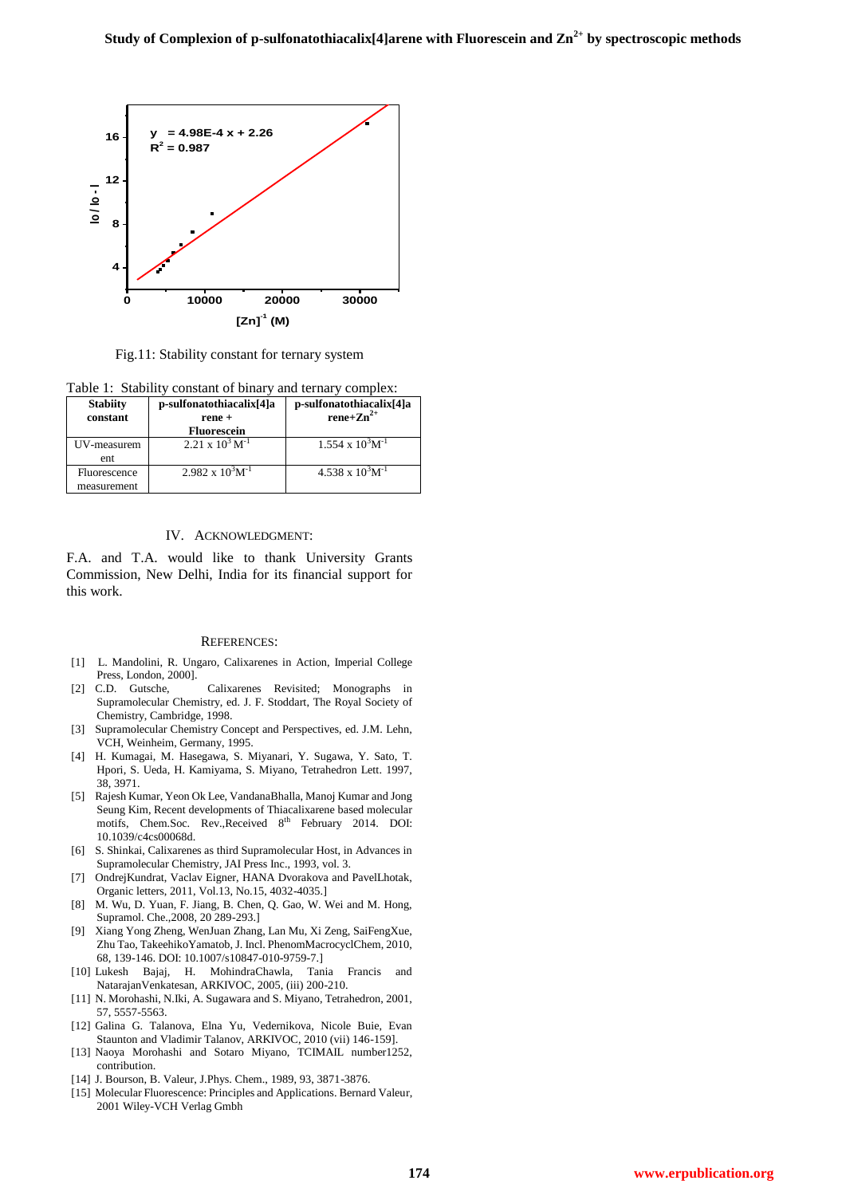y = 4.98E-4 x + 2.26

$R^2$ = 0.987

Io / Io - I

[Zn]$^{-1}$ (M)

Fig.11: Stability constant for ternary system

Table 1: Stability constant of binary and ternary complex:

| Stability constant | p-sulfonatothiacalix[4]arene + Fluorescein | p-sulfonatothiacalix[4]arene+$Zn^{2+}$ |
|---|---|---|
| UV-measurement | $2.21 \times 10^3 M^{-1}$ | $1.554 \times 10^3 M^{-1}$ |
| Fluorescence measurement | $2.982 \times 10^3 M^{-1}$ | $4.538 \times 10^3 M^{-1}$ |

## IV. ACKNOWLEDGMENT:

F.A. and T.A. would like to thank University Grants Commission, New Delhi, India for its financial support for this work.

## REFERENCES:

[1] L. Mandolini, R. Ungaro, Calixarenes in Action, Imperial College Press, London, 2000].

[2] C.D. Gutsche, Calixarenes Revisited; Monographs in Supramolecular Chemistry, ed. J. F. Stoddart, The Royal Society of Chemistry, Cambridge, 1998.

[3] Supramolecular Chemistry Concept and Perspectives, ed. J.M. Lehn, VCH, Weinheim, Germany, 1995.

[4] H. Kumagai, M. Hasegawa, S. Miyanari, Y. Sugawa, Y. Sato, T. Hpori, S. Ueda, H. Kamiyama, S. Miyano, Tetrahedron Lett. 1997, 38, 3971.

[5] Rajesh Kumar, Yeon Ok Lee, VandanaBhalla, Manoj Kumar and Jong Seung Kim, Recent developments of Thiacalixarene based molecular motifs, Chem.Soc. Rev.,Received 8th February 2014. DOI: 10.1039/c4cs00068d.

[6] S. Shinkai, Calixarenes as third Supramolecular Host, in Advances in Supramolecular Chemistry, JAI Press Inc., 1993, vol. 3.

[7] OndrejKundrat, Vaclav Eigner, HANA Dvorakova and PavelLhotak, Organic letters, 2011, Vol.13, No.15, 4032-4035.]

[8] M. Wu, D. Yuan, F. Jiang, B. Chen, Q. Gao, W. Wei and M. Hong, Supramol. Che.,2008, 20 289-293.]

[9] Xiang Yong Zheng, WenJuan Zhang, Lan Mu, Xi Zeng, SaiFengXue, Zhu Tao, TakeehikoYamatob, J. Incl. PhenomMacrocyclChem, 2010, 68, 139-146. DOI: 10.1007/s10847-010-9759-7.]

[10] Lukesh Bajaj, H. MohindraChawla, Tania Francis and NatarajanVenkatesan, ARKIVOC, 2005, (iii) 200-210.

[11] N. Morohashi, N.Iki, A. Sugawara and S. Miyano, Tetrahedron, 2001, 57, 5557-5563.

[12] Galina G. Talanova, Elna Yu, Vedernikova, Nicole Buie, Evan Staunton and Vladimir Talanov, ARKIVOC, 2010 (vii) 146-159].

[13] Naoya Morohashi and Sotaro Miyano, TCIMAIL number1252, contribution.

[14] J. Bourson, B. Valeur, J.Phys. Chem., 1989, 93, 3871-3876.

[15] Molecular Fluorescence: Principles and Applications. Bernard Valeur, 2001 Wiley-VCH Verlag Gmbh